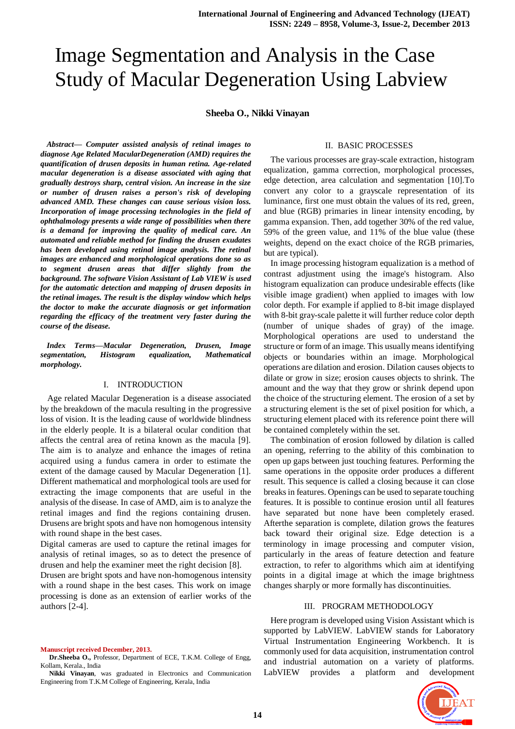# Image Segmentation and Analysis in the Case Study of Macular Degeneration Using Labview

**Sheeba O., Nikki Vinayan**

***Abstract— Computer assisted analysis of retinal images to diagnose Age Related MacularDegeneration (AMD) requires the quantification of drusen deposits in human retina. Age-related macular degeneration is a disease associated with aging that gradually destroys sharp, central vision. An increase in the size or number of drusen raises a person's risk of developing advanced AMD. These changes can cause serious vision loss. Incorporation of image processing technologies in the field of ophthalmology presents a wide range of possibilities when there is a demand for improving the quality of medical care. An automated and reliable method for finding the drusen exudates has been developed using retinal image analysis. The retinal images are enhanced and morphological operations done so as to segment drusen areas that differ slightly from the background. The software Vision Assistant of Lab VIEW is used for the automatic detection and mapping of drusen deposits in the retinal images. The result is the display window which helps the doctor to make the accurate diagnosis or get information regarding the efficacy of the treatment very faster during the course of the disease.***

***Index Terms—Macular Degeneration, Drusen, Image segmentation, Histogram equalization, Mathematical morphology.***

## I. INTRODUCTION

Age related Macular Degeneration is a disease associated by the breakdown of the macula resulting in the progressive loss of vision. It is the leading cause of worldwide blindness in the elderly people. It is a bilateral ocular condition that affects the central area of retina known as the macula [9]. The aim is to analyze and enhance the images of retina acquired using a fundus camera in order to estimate the extent of the damage caused by Macular Degeneration [1]. Different mathematical and morphological tools are used for extracting the image components that are useful in the analysis of the disease. In case of AMD, aim is to analyze the retinal images and find the regions containing drusen. Drusens are bright spots and have non homogenous intensity with round shape in the best cases.

Digital cameras are used to capture the retinal images for analysis of retinal images, so as to detect the presence of drusen and help the examiner meet the right decision [8].

Drusen are bright spots and have non-homogenous intensity with a round shape in the best cases. This work on image processing is done as an extension of earlier works of the authors [2-4].

**Manuscript received December, 2013.**

**Dr.Sheeba O.,** Professor, Department of ECE, T.K.M. College of Engg, Kollam, Kerala., India

**Nikki Vinayan**, was graduated in Electronics and Communication Engineering from T.K.M College of Engineering, Kerala, India

## II. BASIC PROCESSES

The various processes are gray-scale extraction, histogram equalization, gamma correction, morphological processes, edge detection, area calculation and segmentation [10].To convert any color to a grayscale representation of its luminance, first one must obtain the values of its red, green, and blue (RGB) primaries in linear intensity encoding, by gamma expansion. Then, add together 30% of the red value, 59% of the green value, and 11% of the blue value (these weights, depend on the exact choice of the RGB primaries, but are typical).

In image processing histogram equalization is a method of contrast adjustment using the image's histogram. Also histogram equalization can produce undesirable effects (like visible image gradient) when applied to images with low color depth. For example if applied to 8-bit image displayed with 8-bit gray-scale palette it will further reduce color depth (number of unique shades of gray) of the image. Morphological operations are used to understand the structure or form of an image. This usually means identifying objects or boundaries within an image. Morphological operations are dilation and erosion. Dilation causes objects to dilate or grow in size; erosion causes objects to shrink. The amount and the way that they grow or shrink depend upon the choice of the structuring element. The erosion of a set by a structuring element is the set of pixel position for which, a structuring element placed with its reference point there will be contained completely within the set.

The combination of erosion followed by dilation is called an opening, referring to the ability of this combination to open up gaps between just touching features. Performing the same operations in the opposite order produces a different result. This sequence is called a closing because it can close breaks in features. Openings can be used to separate touching features. It is possible to continue erosion until all features have separated but none have been completely erased. Afterthe separation is complete, dilation grows the features back toward their original size. Edge detection is a terminology in image processing and computer vision, particularly in the areas of feature detection and feature extraction, to refer to algorithms which aim at identifying points in a digital image at which the image brightness changes sharply or more formally has discontinuities.

## III. PROGRAM METHODOLOGY

Here program is developed using Vision Assistant which is supported by LabVIEW. LabVIEW stands for Laboratory Virtual Instrumentation Engineering Workbench. It is commonly used for data acquisition, instrumentation control and industrial automation on a variety of platforms. LabVIEW provides a platform and development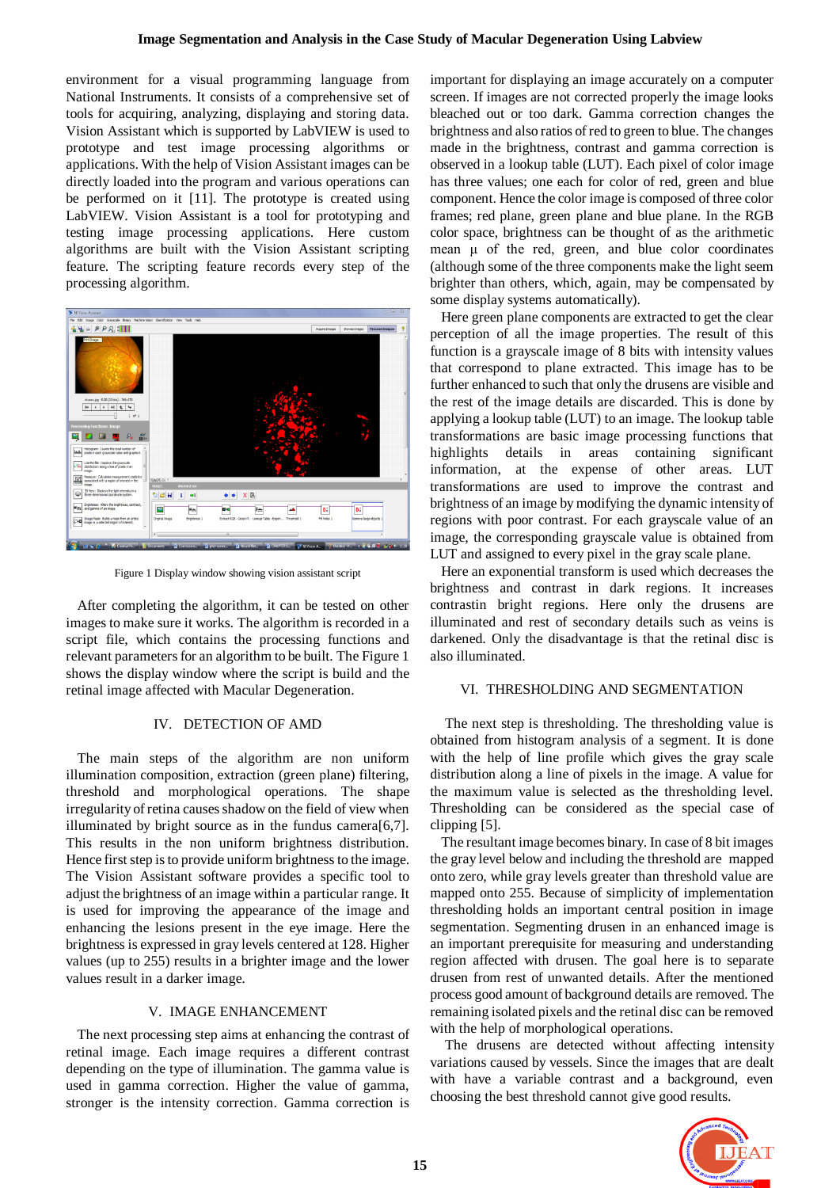environment for a visual programming language from National Instruments. It consists of a comprehensive set of tools for acquiring, analyzing, displaying and storing data. Vision Assistant which is supported by LabVIEW is used to prototype and test image processing algorithms or applications. With the help of Vision Assistant images can be directly loaded into the program and various operations can be performed on it [11]. The prototype is created using LabVIEW. Vision Assistant is a tool for prototyping and testing image processing applications. Here custom algorithms are built with the Vision Assistant scripting feature. The scripting feature records every step of the processing algorithm.

Figure 1 Display window showing vision assistant script

After completing the algorithm, it can be tested on other images to make sure it works. The algorithm is recorded in a script file, which contains the processing functions and relevant parameters for an algorithm to be built. The Figure 1 shows the display window where the script is build and the retinal image affected with Macular Degeneration.

## IV. DETECTION OF AMD

The main steps of the algorithm are non uniform illumination composition, extraction (green plane) filtering, threshold and morphological operations. The shape irregularity of retina causes shadow on the field of view when illuminated by bright source as in the fundus camera[6,7]. This results in the non uniform brightness distribution. Hence first step is to provide uniform brightness to the image. The Vision Assistant software provides a specific tool to adjust the brightness of an image within a particular range. It is used for improving the appearance of the image and enhancing the lesions present in the eye image. Here the brightness is expressed in gray levels centered at 128. Higher values (up to 255) results in a brighter image and the lower values result in a darker image.

## V. IMAGE ENHANCEMENT

The next processing step aims at enhancing the contrast of retinal image. Each image requires a different contrast depending on the type of illumination. The gamma value is used in gamma correction. Higher the value of gamma, stronger is the intensity correction. Gamma correction is important for displaying an image accurately on a computer screen. If images are not corrected properly the image looks bleached out or too dark. Gamma correction changes the brightness and also ratios of red to green to blue. The changes made in the brightness, contrast and gamma correction is observed in a lookup table (LUT). Each pixel of color image has three values; one each for color of red, green and blue component. Hence the color image is composed of three color frames; red plane, green plane and blue plane. In the RGB color space, brightness can be thought of as the arithmetic mean µ of the red, green, and blue color coordinates (although some of the three components make the light seem brighter than others, which, again, may be compensated by some display systems automatically).

Here green plane components are extracted to get the clear perception of all the image properties. The result of this function is a grayscale image of 8 bits with intensity values that correspond to plane extracted. This image has to be further enhanced to such that only the drusens are visible and the rest of the image details are discarded. This is done by applying a lookup table (LUT) to an image. The lookup table transformations are basic image processing functions that highlights details in areas containing significant information, at the expense of other areas. LUT transformations are used to improve the contrast and brightness of an image by modifying the dynamic intensity of regions with poor contrast. For each grayscale value of an image, the corresponding grayscale value is obtained from LUT and assigned to every pixel in the gray scale plane.

Here an exponential transform is used which decreases the brightness and contrast in dark regions. It increases contrastin bright regions. Here only the drusens are illuminated and rest of secondary details such as veins is darkened. Only the disadvantage is that the retinal disc is also illuminated.

## VI. THRESHOLDING AND SEGMENTATION

The next step is thresholding. The thresholding value is obtained from histogram analysis of a segment. It is done with the help of line profile which gives the gray scale distribution along a line of pixels in the image. A value for the maximum value is selected as the thresholding level. Thresholding can be considered as the special case of clipping [5].

The resultant image becomes binary. In case of 8 bit images the gray level below and including the threshold are mapped onto zero, while gray levels greater than threshold value are mapped onto 255. Because of simplicity of implementation thresholding holds an important central position in image segmentation. Segmenting drusen in an enhanced image is an important prerequisite for measuring and understanding region affected with drusen. The goal here is to separate drusen from rest of unwanted details. After the mentioned process good amount of background details are removed. The remaining isolated pixels and the retinal disc can be removed with the help of morphological operations.

The drusens are detected without affecting intensity variations caused by vessels. Since the images that are dealt with have a variable contrast and a background, even choosing the best threshold cannot give good results.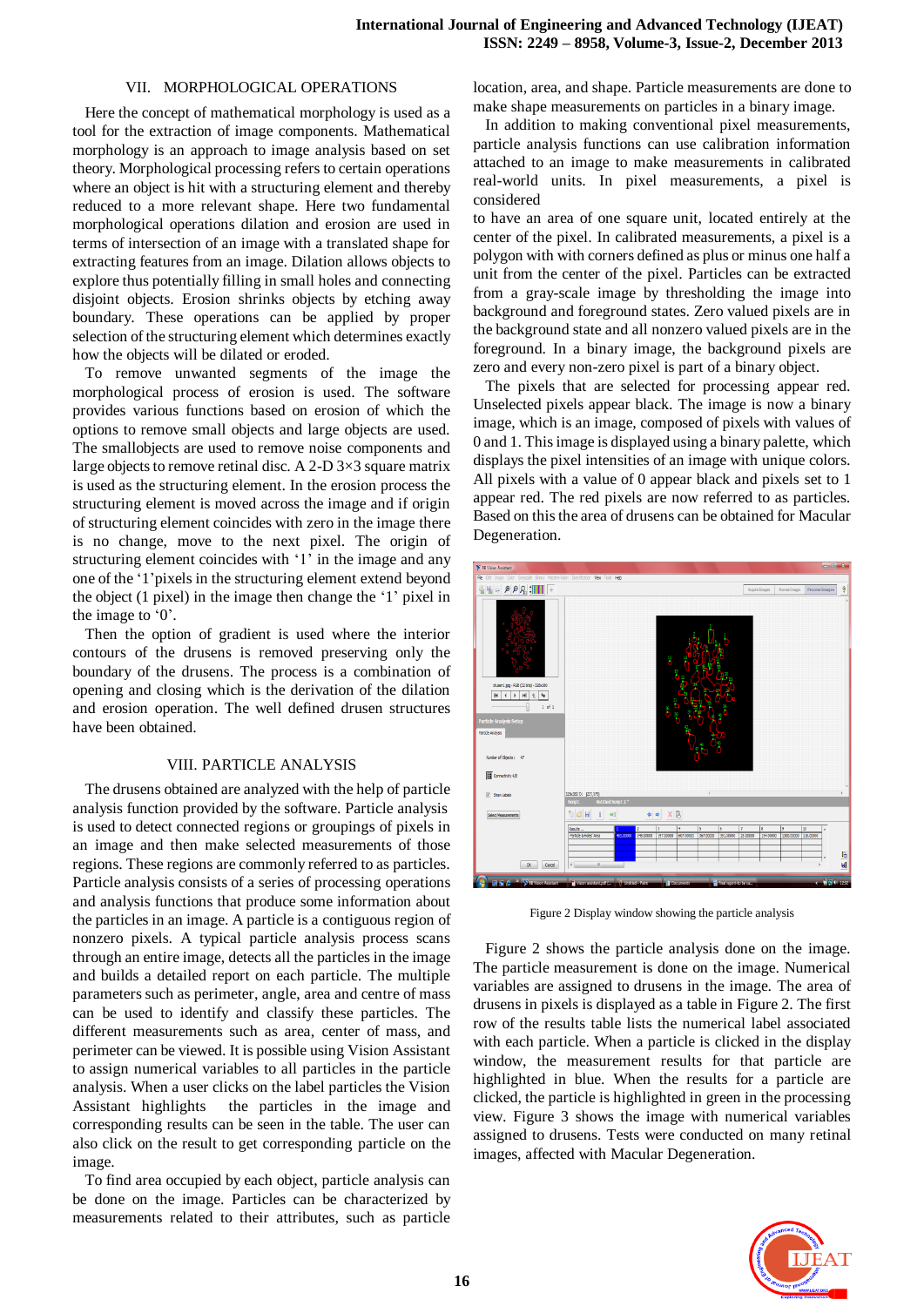## VII. MORPHOLOGICAL OPERATIONS

Here the concept of mathematical morphology is used as a tool for the extraction of image components. Mathematical morphology is an approach to image analysis based on set theory. Morphological processing refers to certain operations where an object is hit with a structuring element and thereby reduced to a more relevant shape. Here two fundamental morphological operations dilation and erosion are used in terms of intersection of an image with a translated shape for extracting features from an image. Dilation allows objects to explore thus potentially filling in small holes and connecting disjoint objects. Erosion shrinks objects by etching away boundary. These operations can be applied by proper selection of the structuring element which determines exactly how the objects will be dilated or eroded.

To remove unwanted segments of the image the morphological process of erosion is used. The software provides various functions based on erosion of which the options to remove small objects and large objects are used. The smallobjects are used to remove noise components and large objects to remove retinal disc. A 2-D 3×3 square matrix is used as the structuring element. In the erosion process the structuring element is moved across the image and if origin of structuring element coincides with zero in the image there is no change, move to the next pixel. The origin of structuring element coincides with '1' in the image and any one of the '1'pixels in the structuring element extend beyond the object (1 pixel) in the image then change the '1' pixel in the image to '0'.

Then the option of gradient is used where the interior contours of the drusens is removed preserving only the boundary of the drusens. The process is a combination of opening and closing which is the derivation of the dilation and erosion operation. The well defined drusen structures have been obtained.

## VIII. PARTICLE ANALYSIS

The drusens obtained are analyzed with the help of particle analysis function provided by the software. Particle analysis is used to detect connected regions or groupings of pixels in an image and then make selected measurements of those regions. These regions are commonly referred to as particles. Particle analysis consists of a series of processing operations and analysis functions that produce some information about the particles in an image. A particle is a contiguous region of nonzero pixels. A typical particle analysis process scans through an entire image, detects all the particles in the image and builds a detailed report on each particle. The multiple parameters such as perimeter, angle, area and centre of mass can be used to identify and classify these particles. The different measurements such as area, center of mass, and perimeter can be viewed. It is possible using Vision Assistant to assign numerical variables to all particles in the particle analysis. When a user clicks on the label particles the Vision Assistant highlights the particles in the image and corresponding processing results can be seen in the table. The user can also click on the result to get corresponding particle on the image.

To find area occupied by each object, particle analysis can be done on the image. Particles can be characterized by measurements related to their attributes, such as particle location, area, and shape. Particle measurements are done to make shape measurements on particles in a binary image.

In addition to making conventional pixel measurements, particle analysis functions can use calibration information attached to an image to make measurements in calibrated real-world units. In pixel measurements, a pixel is considered to have an area of one square unit, located entirely at the center of the pixel. In calibrated measurements, a pixel is a polygon with with corners defined as plus or minus one half a unit from the center of the pixel. Particles can be extracted from a gray-scale image by thresholding the image into background and foreground states. Zero valued pixels are in the background state and all nonzero valued pixels are in the foreground. In a binary image, the background pixels are zero and every non-zero pixel is part of a binary object.

The pixels that are selected for processing appear red. Unselected pixels appear black. The image is now a binary image, which is an image, composed of pixels with values of 0 and 1. This image is displayed using a binary palette, which displays the pixel intensities of an image with unique colors. All pixels with a value of 0 appear black and pixels set to 1 appear red. The red pixels are now referred to as particles. Based on this the area of drusens can be obtained for Macular Degeneration.

Figure 2 Display window showing the particle analysis

Figure 2 shows the particle analysis done on the image. The particle measurement is done on the image. Numerical variables are assigned to drusens in the image. The area of drusens in pixels is displayed as a table in Figure 2. The first row of the results table lists the numerical label associated with each particle. When a particle is clicked in the display window, the measurement results for that particle are highlighted in blue. When the results for a particle are clicked, the particle is highlighted in green in the processing view. Figure 3 shows the image with numerical variables assigned to drusens. Tests were conducted on many retinal images, affected with Macular Degeneration.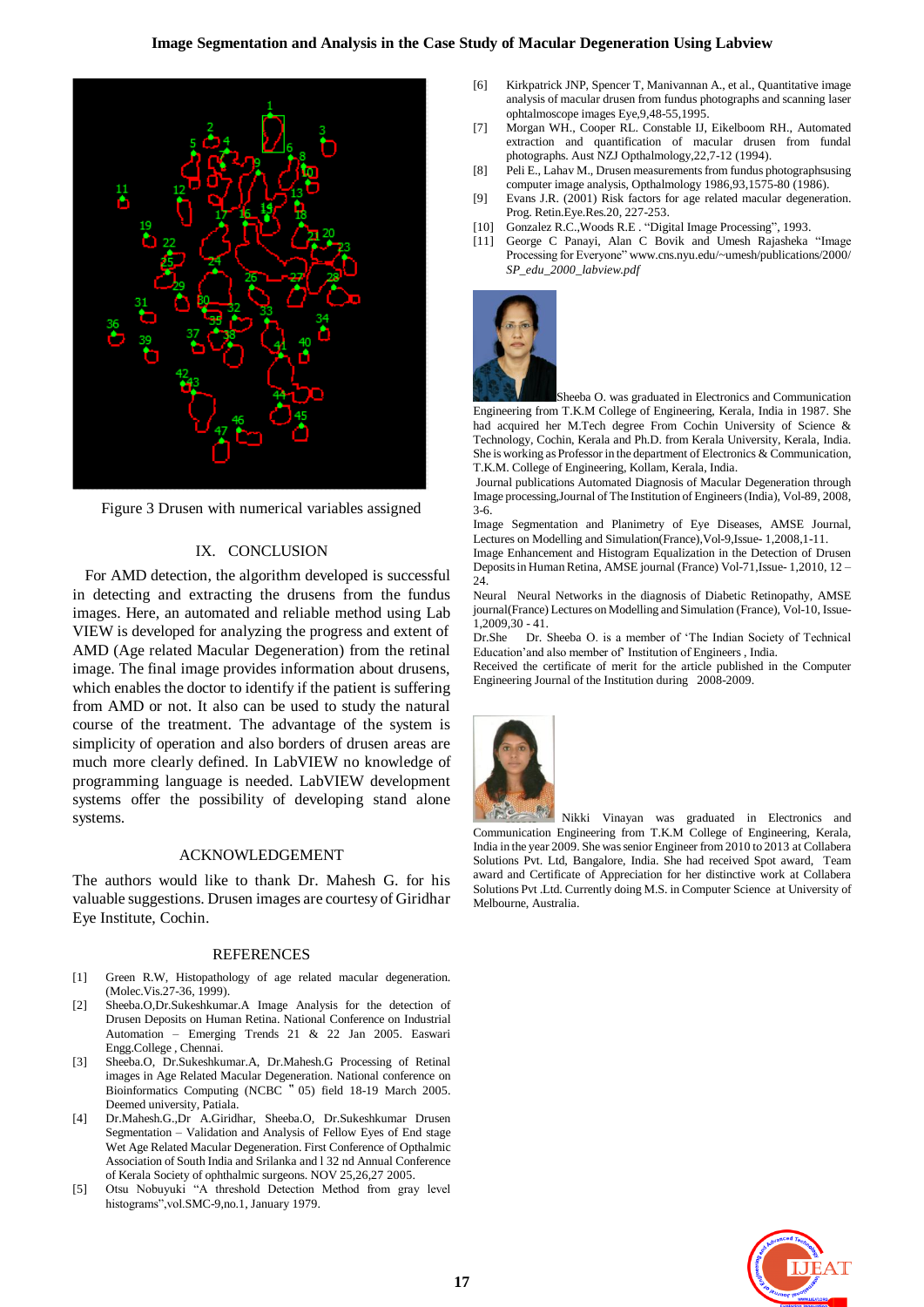Figure 3 Drusen with numerical variables assigned

## IX. CONCLUSION

For AMD detection, the algorithm developed is successful in detecting and extracting the drusens from the fundus images. Here, an automated and reliable method using Lab VIEW is developed for analyzing the progress and extent of AMD (Age related Macular Degeneration) from the retinal image. The final image provides information about drusens, which enables the doctor to identify if the patient is suffering from AMD or not. It also can be used to study the natural course of the treatment. The advantage of the system is simplicity of operation and also borders of drusen areas are much more clearly defined. In LabVIEW no knowledge of programming language is needed. LabVIEW development systems offer the possibility of developing stand alone systems.

## ACKNOWLEDGEMENT

The authors would like to thank Dr. Mahesh G. for his valuable suggestions. Drusen images are courtesy of Giridhar Eye Institute, Cochin.

## REFERENCES

[1] Green R.W, Histopathology of age related macular degeneration. (Molec.Vis.27-36, 1999).

[2] Sheeba.O,Dr.Sukeshkumar.A Image Analysis for the detection of Drusen Deposits on Human Retina. National Conference on Industrial Automation – Emerging Trends 21 & 22 Jan 2005. Easwari Engg.College , Chennai.

[3] Sheeba.O, Dr.Sukeshkumar.A, Dr.Mahesh.G Processing of Retinal images in Age Related Macular Degeneration. National conference on Bioinformatics Computing (NCBC " 05) field 18-19 March 2005. Deemed university, Patiala.

[4] Dr.Mahesh.G.,Dr A.Giridhar, Sheeba.O, Dr.Sukeshkumar Drusen Segmentation – Validation and Analysis of Fellow Eyes of End stage Wet Age Related Macular Degeneration. First Conference of Opthalmic Association of South India and Srilanka and l 32 nd Annual Conference of Kerala Society of ophthalmic surgeons. NOV 25,26,27 2005.

[5] Otsu Nobuyuki "A threshold Detection Method from gray level histograms",vol.SMC-9,no.1, January 1979.

[6] Kirkpatrick JNP, Spencer T, Manivannan A., et al., Quantitative image analysis of macular drusen from fundus photographs and scanning laser ophtalmoscope images Eye,9,48-55,1995.

[7] Morgan WH., Cooper RL. Constable IJ, Eikelboom RH., Automated extraction and quantification of macular drusen from fundal photographs. Aust NZJ Opthalmology,22,7-12 (1994).

[8] Peli E., Lahav M., Drusen measurements from fundus photographsusing computer image analysis, Opthalmology 1986,93,1575-80 (1986).

[9] Evans J.R. (2001) Risk factors for age related macular degeneration. Prog. Retin.Eye.Res.20, 227-253.

[10] Gonzalez R.C.,Woods R.E . "Digital Image Processing", 1993.

[11] George C Panayi, Alan C Bovik and Umesh Rajasheka "Image Processing for Everyone" www.cns.nyu.edu/~umesh/publications/2000/ *SP_edu_2000_labview.pdf*

Sheeba O. was graduated in Electronics and Communication Engineering from T.K.M College of Engineering, Kerala, India in 1987. She had acquired her M.Tech degree From Cochin University of Science & Technology, Cochin, Kerala and Ph.D. from Kerala University, Kerala, India. She is working as Professor in the department of Electronics & Communication, T.K.M. College of Engineering, Kollam, Kerala, India.

Journal publications Automated Diagnosis of Macular Degeneration through Image processing,Journal of The Institution of Engineers (India), Vol-89, 2008, 3-6.

Image Segmentation and Planimetry of Eye Diseases, AMSE Journal, Lectures on Modelling and Simulation(France),Vol-9,Issue- 1,2008,1-11.

Image Enhancement and Histogram Equalization in the Detection of Drusen Deposits in Human Retina, AMSE journal (France) Vol-71,Issue- 1,2010, 12 – 24.

Neural Neural Networks in the diagnosis of Diabetic Retinopathy, AMSE journal(France) Lectures on Modelling and Simulation (France), Vol-10, Issue-1,2009,30 - 41.

Dr.She Dr. Sheeba O. is a member of 'The Indian Society of Technical Education'and also member of' Institution of Engineers , India.

Received the certificate of merit for the article published in the Computer Engineering Journal of the Institution during 2008-2009.

Nikki Vinayan was graduated in Electronics and Communication Engineering from T.K.M College of Engineering, Kerala, India in the year 2009. She was senior Engineer from 2010 to 2013 at Collabera Solutions Pvt. Ltd, Bangalore, India. She had received Spot award, Team award and Certificate of Appreciation for her distinctive work at Collabera Solutions Pvt .Ltd. Currently doing M.S. in Computer Science at University of Melbourne, Australia.